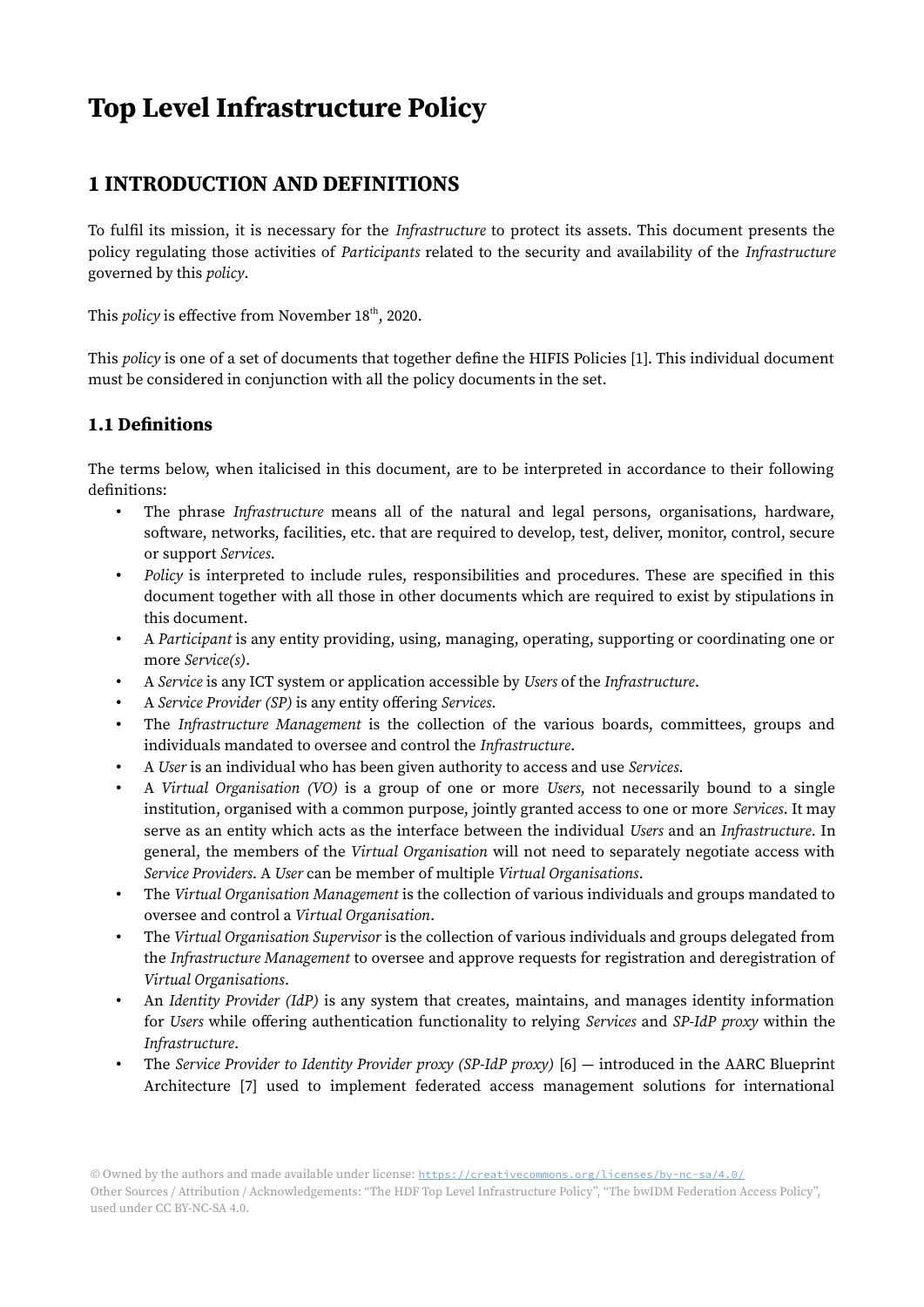# Top Level Infrastructure Policy

## 1 INTRODUCTION AND DEFINITIONS

To fulfil its mission, it is necessary for the *Infrastructure* to protect its assets. This document presents the policy regulating those activities of *Participants* related to the security and availability of the *Infrastructure* governed by this *policy*.

This *policy* is effective from November 18th, 2020.

This *policy* is one of a set of documents that together define the HIFIS Policies [1]. This individual document must be considered in conjunction with all the policy documents in the set.

### 1.1 Definitions

The terms below, when italicised in this document, are to be interpreted in accordance to their following definitions:

- The phrase *Infrastructure* means all of the natural and legal persons, organisations, hardware, software, networks, facilities, etc. that are required to develop, test, deliver, monitor, control, secure or support *Services*.
- *Policy* is interpreted to include rules, responsibilities and procedures. These are specified in this document together with all those in other documents which are required to exist by stipulations in this document.
- A *Participant* is any entity providing, using, managing, operating, supporting or coordinating one or more *Service(s)*.
- A *Service* is any ICT system or application accessible by *Users* of the *Infrastructure*.
- A *Service Provider (SP)* is any entity offering *Services*.
- The *Infrastructure Management* is the collection of the various boards, committees, groups and individuals mandated to oversee and control the *Infrastructure*.
- A *User* is an individual who has been given authority to access and use *Services*.
- A *Virtual Organisation (VO)* is a group of one or more *Users*, not necessarily bound to a single institution, organised with a common purpose, jointly granted access to one or more *Services*. It may serve as an entity which acts as the interface between the individual *Users* and an *Infrastructure*. In general, the members of the *Virtual Organisation* will not need to separately negotiate access with *Service Providers*. A *User* can be member of multiple *Virtual Organisations*.
- The *Virtual Organisation Management* is the collection of various individuals and groups mandated to oversee and control a *Virtual Organisation*.
- The *Virtual Organisation Supervisor* is the collection of various individuals and groups delegated from the *Infrastructure Management* to oversee and approve requests for registration and deregistration of *Virtual Organisations*.
- An *Identity Provider (IdP)* is any system that creates, maintains, and manages identity information for *Users* while offering authentication functionality to relying *Services* and *SP-IdP proxy* within the *Infrastructure*.
- The *Service Provider to Identity Provider proxy (SP-IdP proxy)* [6] — introduced in the AARC Blueprint Architecture [7] used to implement federated access management solutions for international

© Owned by the authors and made available under license: https://creativecommons.org/licenses/by-nc-sa/4.0/
Other Sources / Attribution / Acknowledgements: "The HDF Top Level Infrastructure Policy", "The bwIDM Federation Access Policy", used under CC BY-NC-SA 4.0.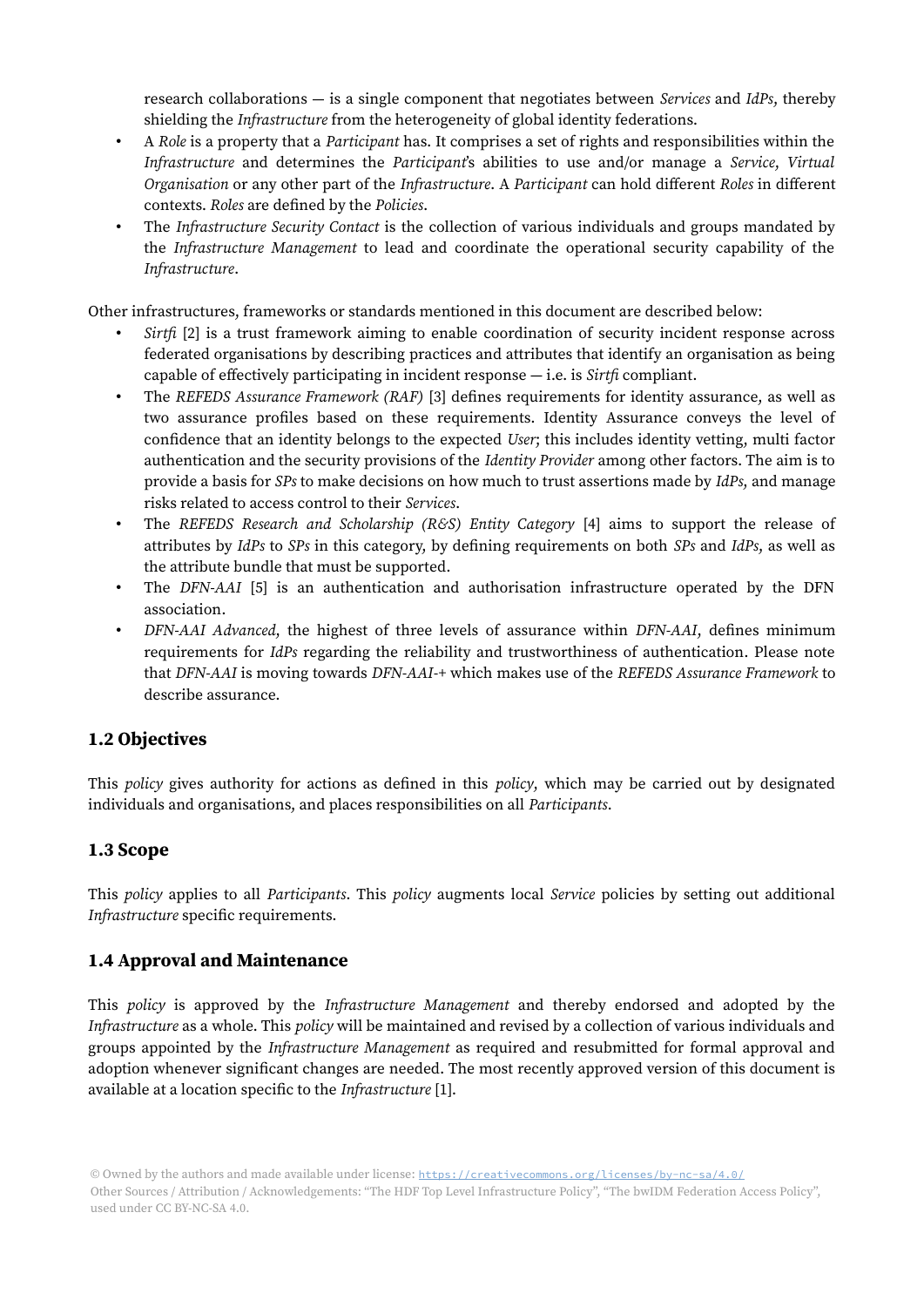research collaborations — is a single component that negotiates between *Services* and *IdPs*, thereby shielding the *Infrastructure* from the heterogeneity of global identity federations.

- A *Role* is a property that a *Participant* has. It comprises a set of rights and responsibilities within the *Infrastructure* and determines the *Participant*'s abilities to use and/or manage a *Service*, *Virtual Organisation* or any other part of the *Infrastructure*. A *Participant* can hold different *Roles* in different contexts. *Roles* are defined by the *Policies*.
- The *Infrastructure Security Contact* is the collection of various individuals and groups mandated by the *Infrastructure Management* to lead and coordinate the operational security capability of the *Infrastructure*.

Other infrastructures, frameworks or standards mentioned in this document are described below:

- *Sirtfi* [2] is a trust framework aiming to enable coordination of security incident response across federated organisations by describing practices and attributes that identify an organisation as being capable of effectively participating in incident response — i.e. is *Sirtfi* compliant.
- The *REFEDS Assurance Framework (RAF)* [3] defines requirements for identity assurance, as well as two assurance profiles based on these requirements. Identity Assurance conveys the level of confidence that an identity belongs to the expected *User*; this includes identity vetting, multi factor authentication and the security provisions of the *Identity Provider* among other factors. The aim is to provide a basis for *SPs* to make decisions on how much to trust assertions made by *IdPs*, and manage risks related to access control to their *Services*.
- The *REFEDS Research and Scholarship (R&S) Entity Category* [4] aims to support the release of attributes by *IdPs* to *SPs* in this category, by defining requirements on both *SPs* and *IdPs*, as well as the attribute bundle that must be supported.
- The *DFN-AAI* [5] is an authentication and authorisation infrastructure operated by the DFN association.
- *DFN-AAI Advanced*, the highest of three levels of assurance within *DFN-AAI*, defines minimum requirements for *IdPs* regarding the reliability and trustworthiness of authentication. Please note that *DFN-AAI* is moving towards *DFN-AAI-+* which makes use of the *REFEDS Assurance Framework* to describe assurance.

## 1.2 Objectives

This *policy* gives authority for actions as defined in this *policy*, which may be carried out by designated individuals and organisations, and places responsibilities on all *Participants*.

## 1.3 Scope

This *policy* applies to all *Participants*. This *policy* augments local *Service* policies by setting out additional *Infrastructure* specific requirements.

## 1.4 Approval and Maintenance

This *policy* is approved by the *Infrastructure Management* and thereby endorsed and adopted by the *Infrastructure* as a whole. This *policy* will be maintained and revised by a collection of various individuals and groups appointed by the *Infrastructure Management* as required and resubmitted for formal approval and adoption whenever significant changes are needed. The most recently approved version of this document is available at a location specific to the *Infrastructure* [1].

© Owned by the authors and made available under license: https://creativecommons.org/licenses/by-nc-sa/4.0/
Other Sources / Attribution / Acknowledgements: "The HDF Top Level Infrastructure Policy", "The bwIDM Federation Access Policy", used under CC BY-NC-SA 4.0.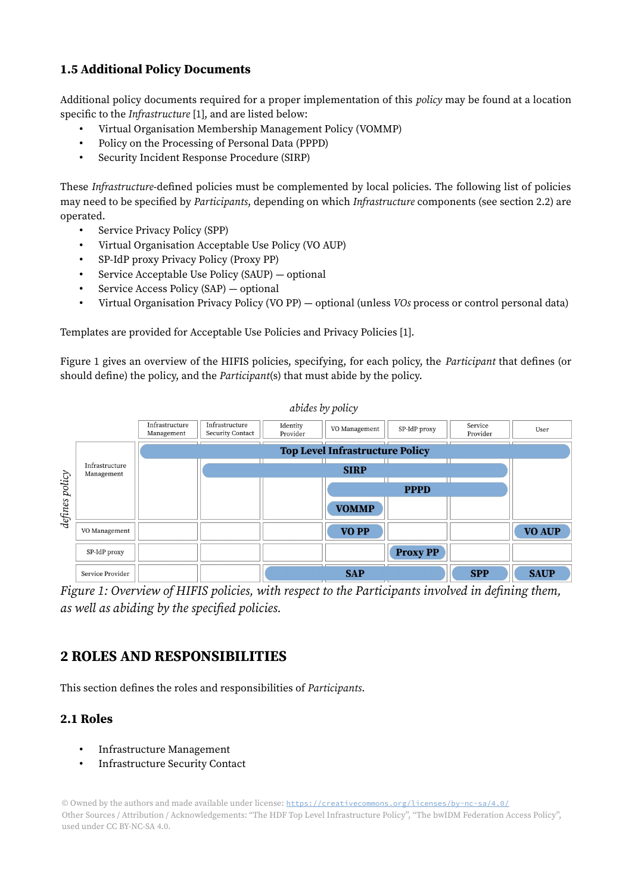### 1.5 Additional Policy Documents

Additional policy documents required for a proper implementation of this *policy* may be found at a location specific to the *Infrastructure* [1], and are listed below:

- Virtual Organisation Membership Management Policy (VOMMP)
- Policy on the Processing of Personal Data (PPPD)
- Security Incident Response Procedure (SIRP)

These *Infrastructure*-defined policies must be complemented by local policies. The following list of policies may need to be specified by *Participants*, depending on which *Infrastructure* components (see section 2.2) are operated.

- Service Privacy Policy (SPP)
- Virtual Organisation Acceptable Use Policy (VO AUP)
- SP-IdP proxy Privacy Policy (Proxy PP)
- Service Acceptable Use Policy (SAUP) — optional
- Service Access Policy (SAP) — optional
- Virtual Organisation Privacy Policy (VO PP) — optional (unless *VOs* process or control personal data)

Templates are provided for Acceptable Use Policies and Privacy Policies [1].

Figure 1 gives an overview of the HIFIS policies, specifying, for each policy, the *Participant* that defines (or should define) the policy, and the *Participant*(s) that must abide by the policy.

| *defines policy* \ *abides by policy* | Infrastructure Management | Infrastructure Security Contact | Identity Provider | VO Management | SP-IdP proxy | Service Provider | User |
|---|---|---|---|---|---|---|---|
| Infrastructure Management | Top Level Infrastructure Policy | Top Level Infrastructure Policy, SIRP | Top Level Infrastructure Policy, SIRP | Top Level Infrastructure Policy, SIRP, PPPD, VOMMP | Top Level Infrastructure Policy, SIRP, PPPD | Top Level Infrastructure Policy, SIRP, PPPD | Top Level Infrastructure Policy |
| VO Management | | | | VO PP | | | VO AUP |
| SP-IdP proxy | | | | | Proxy PP | | |
| Service Provider | | | SAP | SAP | SAP | SPP | SAUP |

*Figure 1: Overview of HIFIS policies, with respect to the Participants involved in defining them, as well as abiding by the specified policies.*

## 2 ROLES AND RESPONSIBILITIES

This section defines the roles and responsibilities of *Participants*.

### 2.1 Roles

- Infrastructure Management
- Infrastructure Security Contact

© Owned by the authors and made available under license: https://creativecommons.org/licenses/by-nc-sa/4.0/
Other Sources / Attribution / Acknowledgements: "The HDF Top Level Infrastructure Policy", "The bwIDM Federation Access Policy", used under CC BY-NC-SA 4.0.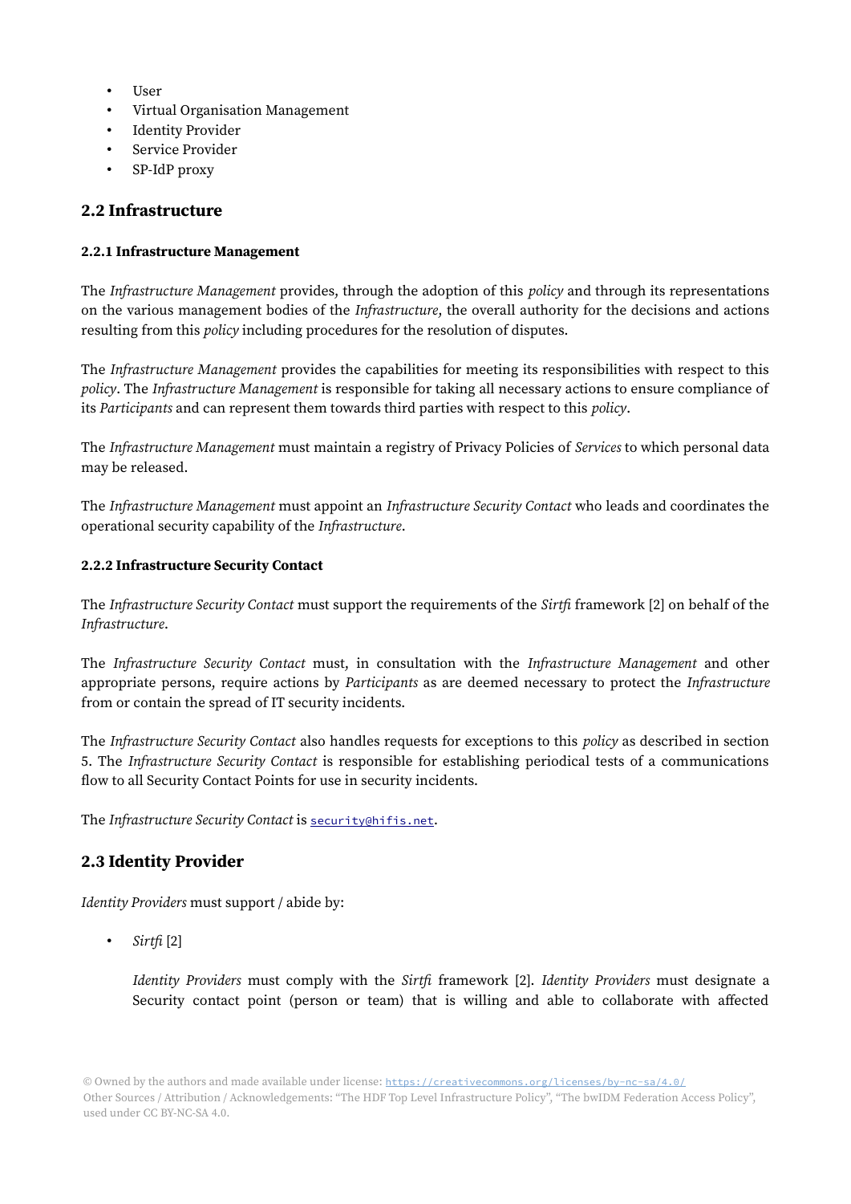- User
- Virtual Organisation Management
- Identity Provider
- Service Provider
- SP-IdP proxy

## 2.2 Infrastructure

### 2.2.1 Infrastructure Management

The *Infrastructure Management* provides, through the adoption of this *policy* and through its representations on the various management bodies of the *Infrastructure*, the overall authority for the decisions and actions resulting from this *policy* including procedures for the resolution of disputes.

The *Infrastructure Management* provides the capabilities for meeting its responsibilities with respect to this *policy*. The *Infrastructure Management* is responsible for taking all necessary actions to ensure compliance of its *Participants* and can represent them towards third parties with respect to this *policy*.

The *Infrastructure Management* must maintain a registry of Privacy Policies of *Services* to which personal data may be released.

The *Infrastructure Management* must appoint an *Infrastructure Security Contact* who leads and coordinates the operational security capability of the *Infrastructure*.

### 2.2.2 Infrastructure Security Contact

The *Infrastructure Security Contact* must support the requirements of the *Sirtfi* framework [2] on behalf of the *Infrastructure*.

The *Infrastructure Security Contact* must, in consultation with the *Infrastructure Management* and other appropriate persons, require actions by *Participants* as are deemed necessary to protect the *Infrastructure* from or contain the spread of IT security incidents.

The *Infrastructure Security Contact* also handles requests for exceptions to this *policy* as described in section 5. The *Infrastructure Security Contact* is responsible for establishing periodical tests of a communications flow to all Security Contact Points for use in security incidents.

The *Infrastructure Security Contact* is `security@hifis.net`.

## 2.3 Identity Provider

*Identity Providers* must support / abide by:

- *Sirtfi* [2]

  *Identity Providers* must comply with the *Sirtfi* framework [2]. *Identity Providers* must designate a Security contact point (person or team) that is willing and able to collaborate with affected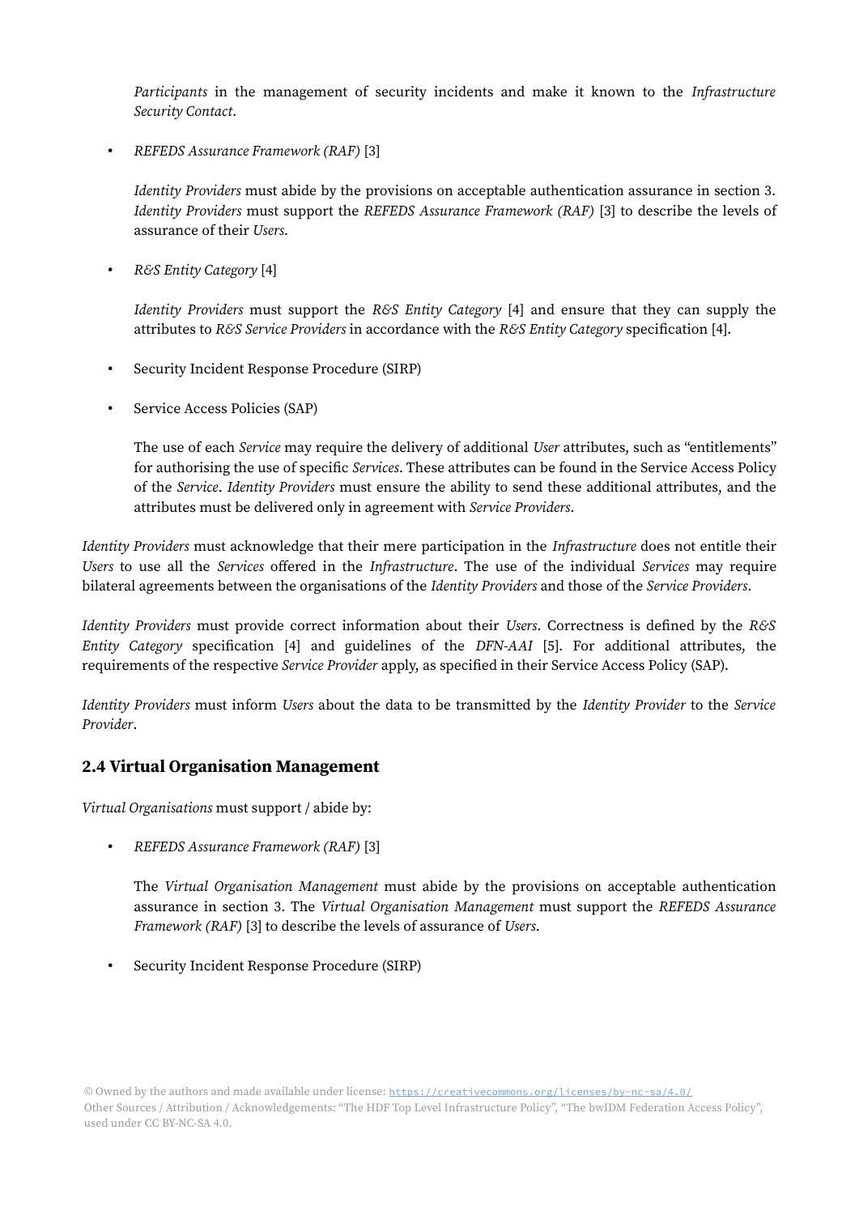*Participants* in the management of security incidents and make it known to the *Infrastructure Security Contact*.

- *REFEDS Assurance Framework (RAF)* [3]

  *Identity Providers* must abide by the provisions on acceptable authentication assurance in section 3. *Identity Providers* must support the *REFEDS Assurance Framework (RAF)* [3] to describe the levels of assurance of their *Users*.

- *R&S Entity Category* [4]

  *Identity Providers* must support the *R&S Entity Category* [4] and ensure that they can supply the attributes to *R&S Service Providers* in accordance with the *R&S Entity Category* specification [4].

- Security Incident Response Procedure (SIRP)

- Service Access Policies (SAP)

  The use of each *Service* may require the delivery of additional *User* attributes, such as "entitlements" for authorising the use of specific *Services*. These attributes can be found in the Service Access Policy of the *Service*. *Identity Providers* must ensure the ability to send these additional attributes, and the attributes must be delivered only in agreement with *Service Providers*.

*Identity Providers* must acknowledge that their mere participation in the *Infrastructure* does not entitle their *Users* to use all the *Services* offered in the *Infrastructure*. The use of the individual *Services* may require bilateral agreements between the organisations of the *Identity Providers* and those of the *Service Providers*.

*Identity Providers* must provide correct information about their *Users*. Correctness is defined by the *R&S Entity Category* specification [4] and guidelines of the *DFN-AAI* [5]. For additional attributes, the requirements of the respective *Service Provider* apply, as specified in their Service Access Policy (SAP).

*Identity Providers* must inform *Users* about the data to be transmitted by the *Identity Provider* to the *Service Provider*.

## 2.4 Virtual Organisation Management

*Virtual Organisations* must support / abide by:

- *REFEDS Assurance Framework (RAF)* [3]

  The *Virtual Organisation Management* must abide by the provisions on acceptable authentication assurance in section 3. The *Virtual Organisation Management* must support the *REFEDS Assurance Framework (RAF)* [3] to describe the levels of assurance of *Users*.

- Security Incident Response Procedure (SIRP)

© Owned by the authors and made available under license: https://creativecommons.org/licenses/by-nc-sa/4.0/
Other Sources / Attribution / Acknowledgements: "The HDF Top Level Infrastructure Policy", "The bwIDM Federation Access Policy", used under CC BY-NC-SA 4.0.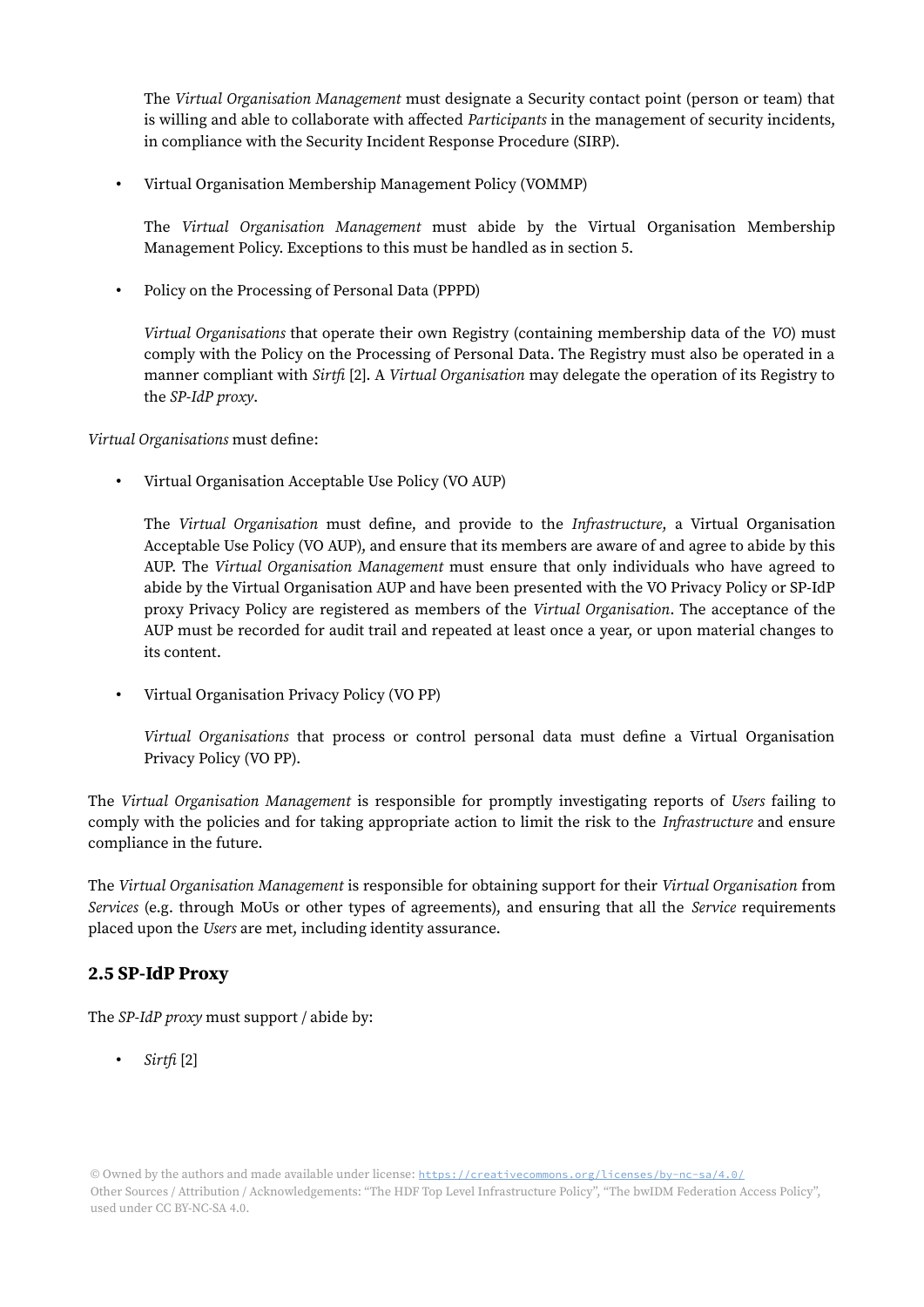The *Virtual Organisation Management* must designate a Security contact point (person or team) that is willing and able to collaborate with affected *Participants* in the management of security incidents, in compliance with the Security Incident Response Procedure (SIRP).

- Virtual Organisation Membership Management Policy (VOMMP)

  The *Virtual Organisation Management* must abide by the Virtual Organisation Membership Management Policy. Exceptions to this must be handled as in section 5.

- Policy on the Processing of Personal Data (PPPD)

  *Virtual Organisations* that operate their own Registry (containing membership data of the *VO*) must comply with the Policy on the Processing of Personal Data. The Registry must also be operated in a manner compliant with *Sirtfi* [2]. A *Virtual Organisation* may delegate the operation of its Registry to the *SP-IdP proxy*.

*Virtual Organisations* must define:

- Virtual Organisation Acceptable Use Policy (VO AUP)

  The *Virtual Organisation* must define, and provide to the *Infrastructure*, a Virtual Organisation Acceptable Use Policy (VO AUP), and ensure that its members are aware of and agree to abide by this AUP. The *Virtual Organisation Management* must ensure that only individuals who have agreed to abide by the Virtual Organisation AUP and have been presented with the VO Privacy Policy or SP-IdP proxy Privacy Policy are registered as members of the *Virtual Organisation*. The acceptance of the AUP must be recorded for audit trail and repeated at least once a year, or upon material changes to its content.

- Virtual Organisation Privacy Policy (VO PP)

  *Virtual Organisations* that process or control personal data must define a Virtual Organisation Privacy Policy (VO PP).

The *Virtual Organisation Management* is responsible for promptly investigating reports of *Users* failing to comply with the policies and for taking appropriate action to limit the risk to the *Infrastructure* and ensure compliance in the future.

The *Virtual Organisation Management* is responsible for obtaining support for their *Virtual Organisation* from *Services* (e.g. through MoUs or other types of agreements), and ensuring that all the *Service* requirements placed upon the *Users* are met, including identity assurance.

## 2.5 SP-IdP Proxy

The *SP-IdP proxy* must support / abide by:

- *Sirtfi* [2]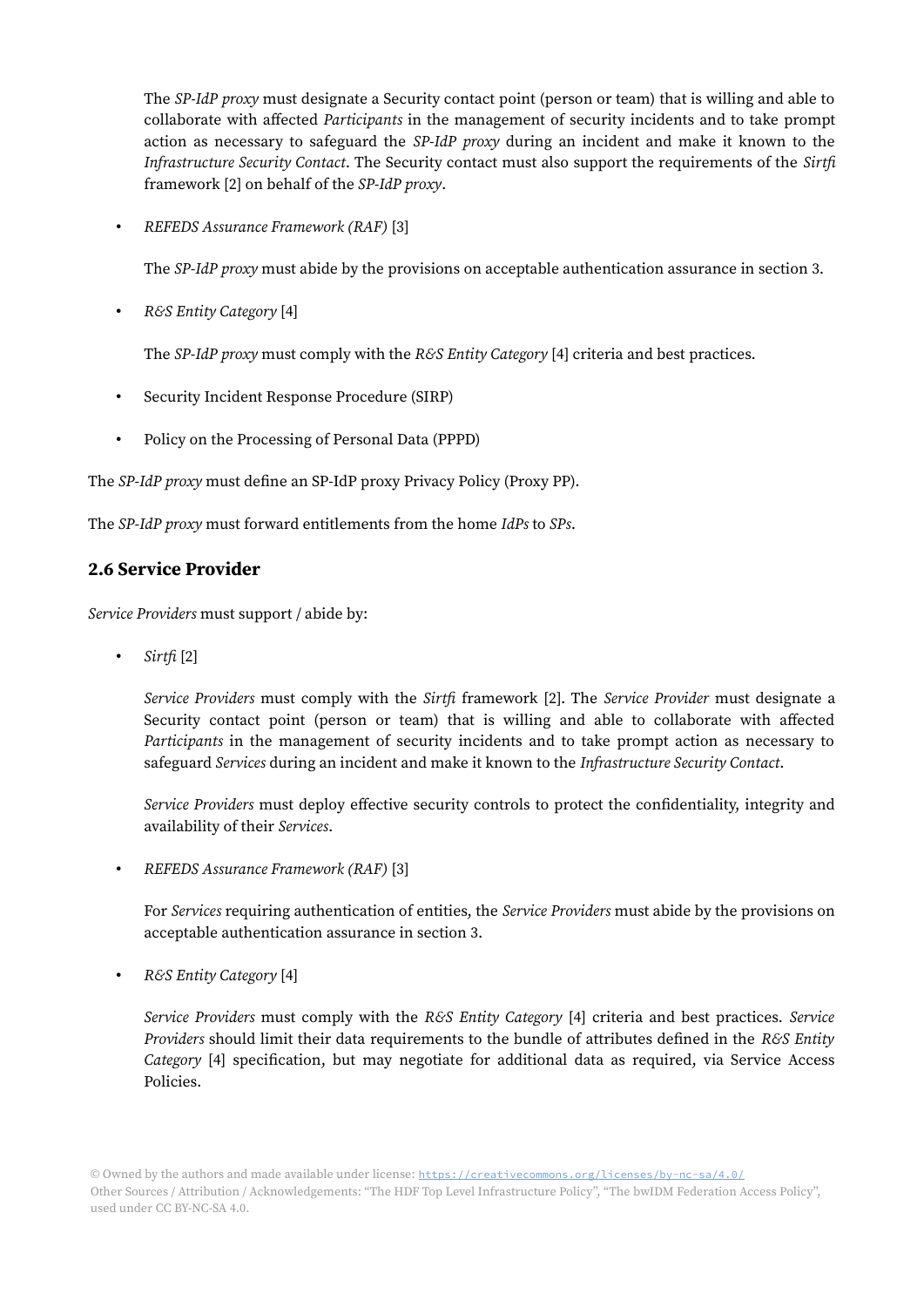The *SP-IdP proxy* must designate a Security contact point (person or team) that is willing and able to collaborate with affected *Participants* in the management of security incidents and to take prompt action as necessary to safeguard the *SP-IdP proxy* during an incident and make it known to the *Infrastructure Security Contact*. The Security contact must also support the requirements of the *Sirtfi* framework [2] on behalf of the *SP-IdP proxy*.

- *REFEDS Assurance Framework (RAF)* [3]

  The *SP-IdP proxy* must abide by the provisions on acceptable authentication assurance in section 3.

- *R&S Entity Category* [4]

  The *SP-IdP proxy* must comply with the *R&S Entity Category* [4] criteria and best practices.

- Security Incident Response Procedure (SIRP)

- Policy on the Processing of Personal Data (PPPD)

The *SP-IdP proxy* must define an SP-IdP proxy Privacy Policy (Proxy PP).

The *SP-IdP proxy* must forward entitlements from the home *IdPs* to *SPs*.

## 2.6 Service Provider

*Service Providers* must support / abide by:

- *Sirtfi* [2]

  *Service Providers* must comply with the *Sirtfi* framework [2]. The *Service Provider* must designate a Security contact point (person or team) that is willing and able to collaborate with affected *Participants* in the management of security incidents and to take prompt action as necessary to safeguard *Services* during an incident and make it known to the *Infrastructure Security Contact*.

  *Service Providers* must deploy effective security controls to protect the confidentiality, integrity and availability of their *Services*.

- *REFEDS Assurance Framework (RAF)* [3]

  For *Services* requiring authentication of entities, the *Service Providers* must abide by the provisions on acceptable authentication assurance in section 3.

- *R&S Entity Category* [4]

  *Service Providers* must comply with the *R&S Entity Category* [4] criteria and best practices. *Service Providers* should limit their data requirements to the bundle of attributes defined in the *R&S Entity Category* [4] specification, but may negotiate for additional data as required, via Service Access Policies.

© Owned by the authors and made available under license: https://creativecommons.org/licenses/by-nc-sa/4.0/
Other Sources / Attribution / Acknowledgements: "The HDF Top Level Infrastructure Policy", "The bwIDM Federation Access Policy", used under CC BY-NC-SA 4.0.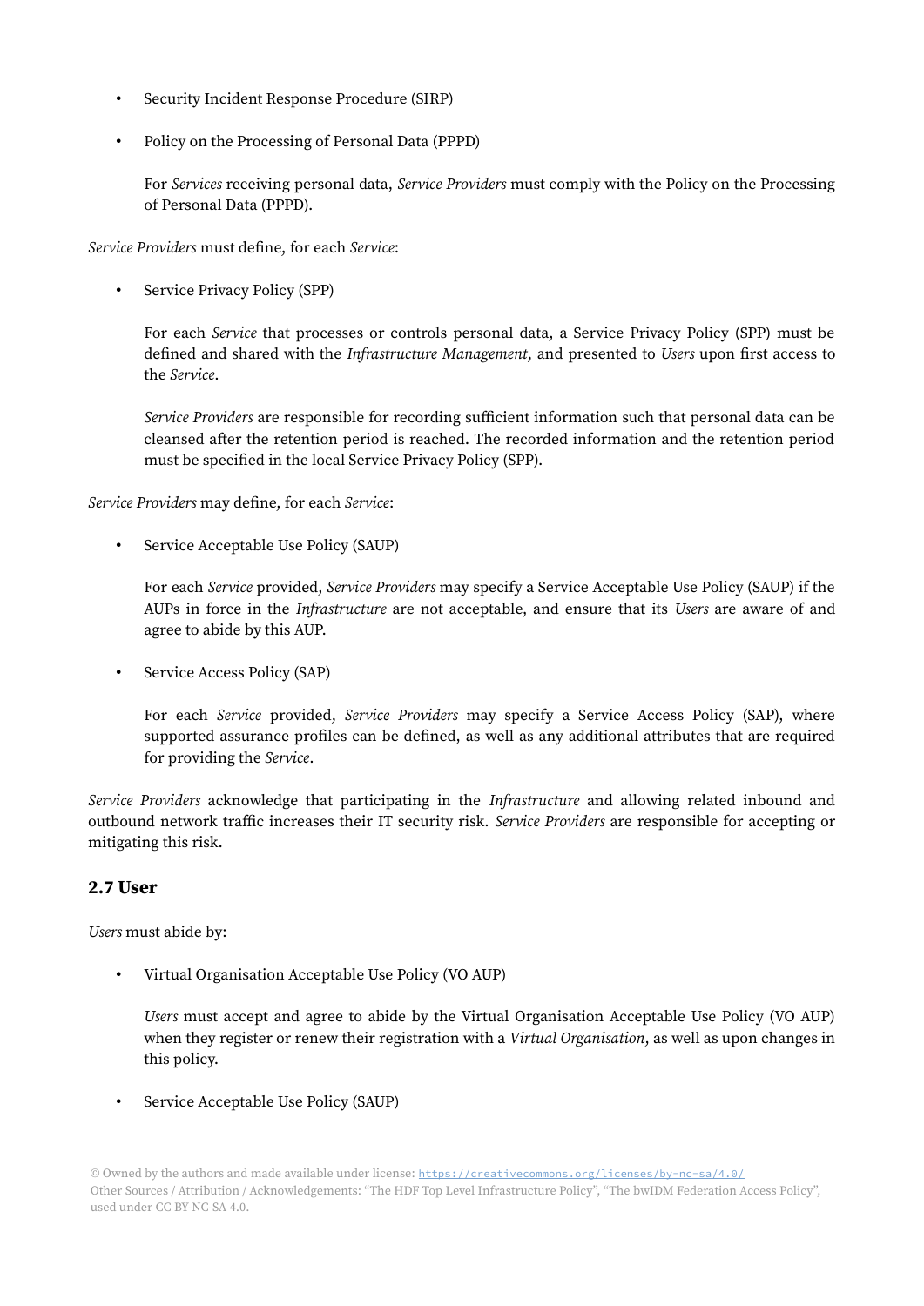- Security Incident Response Procedure (SIRP)
- Policy on the Processing of Personal Data (PPPD)

  For *Services* receiving personal data, *Service Providers* must comply with the Policy on the Processing of Personal Data (PPPD).

*Service Providers* must define, for each *Service*:

- Service Privacy Policy (SPP)

  For each *Service* that processes or controls personal data, a Service Privacy Policy (SPP) must be defined and shared with the *Infrastructure Management*, and presented to *Users* upon first access to the *Service*.

  *Service Providers* are responsible for recording sufficient information such that personal data can be cleansed after the retention period is reached. The recorded information and the retention period must be specified in the local Service Privacy Policy (SPP).

*Service Providers* may define, for each *Service*:

- Service Acceptable Use Policy (SAUP)

  For each *Service* provided, *Service Providers* may specify a Service Acceptable Use Policy (SAUP) if the AUPs in force in the *Infrastructure* are not acceptable, and ensure that its *Users* are aware of and agree to abide by this AUP.

- Service Access Policy (SAP)

  For each *Service* provided, *Service Providers* may specify a Service Access Policy (SAP), where supported assurance profiles can be defined, as well as any additional attributes that are required for providing the *Service*.

*Service Providers* acknowledge that participating in the *Infrastructure* and allowing related inbound and outbound network traffic increases their IT security risk. *Service Providers* are responsible for accepting or mitigating this risk.

### 2.7 User

*Users* must abide by:

- Virtual Organisation Acceptable Use Policy (VO AUP)

  *Users* must accept and agree to abide by the Virtual Organisation Acceptable Use Policy (VO AUP) when they register or renew their registration with a *Virtual Organisation*, as well as upon changes in this policy.

- Service Acceptable Use Policy (SAUP)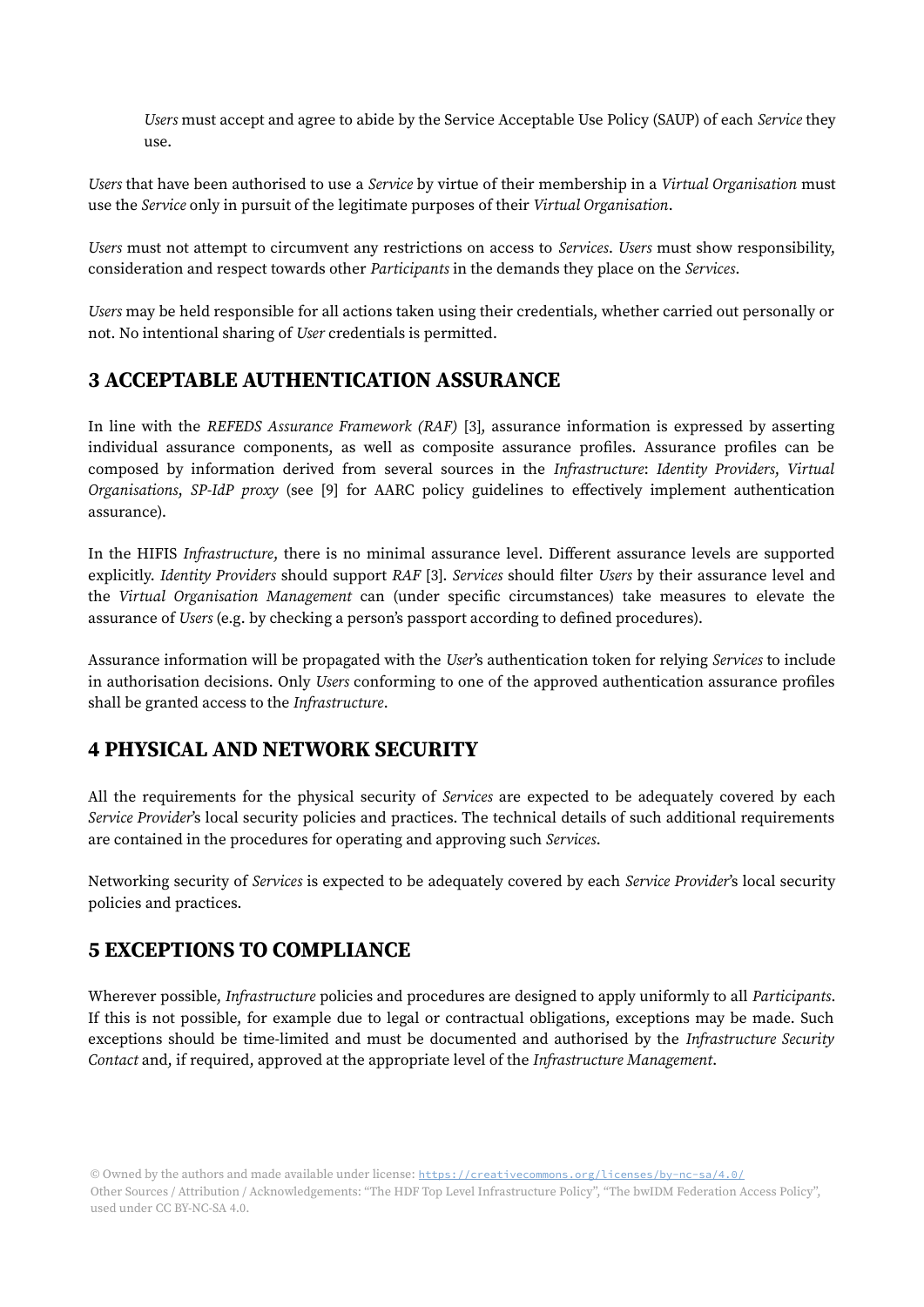*Users* must accept and agree to abide by the Service Acceptable Use Policy (SAUP) of each *Service* they use.

*Users* that have been authorised to use a *Service* by virtue of their membership in a *Virtual Organisation* must use the *Service* only in pursuit of the legitimate purposes of their *Virtual Organisation*.

*Users* must not attempt to circumvent any restrictions on access to *Services*. *Users* must show responsibility, consideration and respect towards other *Participants* in the demands they place on the *Services*.

*Users* may be held responsible for all actions taken using their credentials, whether carried out personally or not. No intentional sharing of *User* credentials is permitted.

## 3 ACCEPTABLE AUTHENTICATION ASSURANCE

In line with the *REFEDS Assurance Framework (RAF)* [3], assurance information is expressed by asserting individual assurance components, as well as composite assurance profiles. Assurance profiles can be composed by information derived from several sources in the *Infrastructure*: *Identity Providers*, *Virtual Organisations*, *SP-IdP proxy* (see [9] for AARC policy guidelines to effectively implement authentication assurance).

In the HIFIS *Infrastructure*, there is no minimal assurance level. Different assurance levels are supported explicitly. *Identity Providers* should support *RAF* [3]. *Services* should filter *Users* by their assurance level and the *Virtual Organisation Management* can (under specific circumstances) take measures to elevate the assurance of *Users* (e.g. by checking a person's passport according to defined procedures).

Assurance information will be propagated with the *User*'s authentication token for relying *Services* to include in authorisation decisions. Only *Users* conforming to one of the approved authentication assurance profiles shall be granted access to the *Infrastructure*.

## 4 PHYSICAL AND NETWORK SECURITY

All the requirements for the physical security of *Services* are expected to be adequately covered by each *Service Provider*'s local security policies and practices. The technical details of such additional requirements are contained in the procedures for operating and approving such *Services*.

Networking security of *Services* is expected to be adequately covered by each *Service Provider*'s local security policies and practices.

## 5 EXCEPTIONS TO COMPLIANCE

Wherever possible, *Infrastructure* policies and procedures are designed to apply uniformly to all *Participants*. If this is not possible, for example due to legal or contractual obligations, exceptions may be made. Such exceptions should be time-limited and must be documented and authorised by the *Infrastructure Security Contact* and, if required, approved at the appropriate level of the *Infrastructure Management*.

© Owned by the authors and made available under license: https://creativecommons.org/licenses/by-nc-sa/4.0/
Other Sources / Attribution / Acknowledgements: "The HDF Top Level Infrastructure Policy", "The bwIDM Federation Access Policy", used under CC BY-NC-SA 4.0.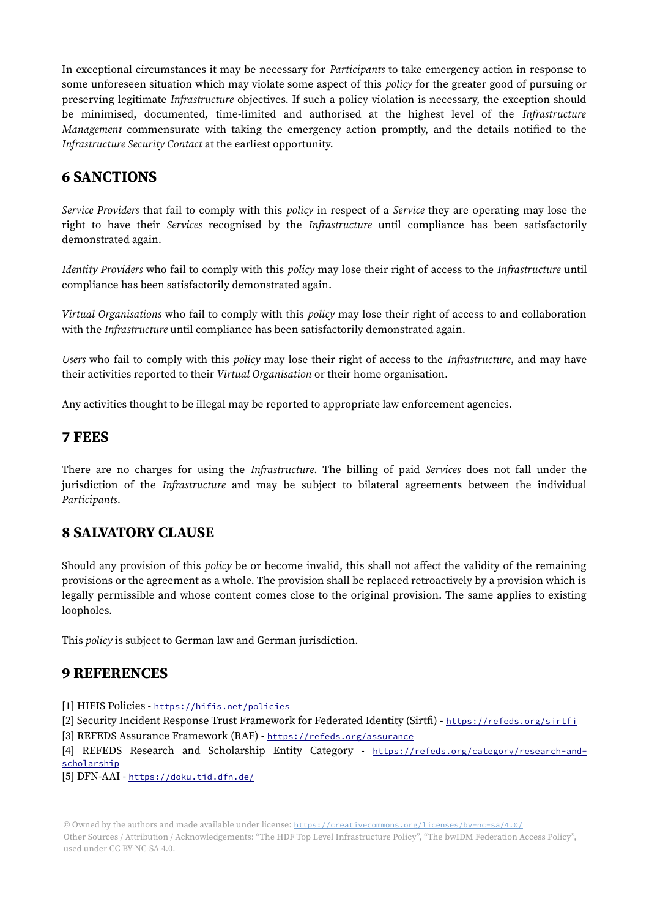In exceptional circumstances it may be necessary for *Participants* to take emergency action in response to some unforeseen situation which may violate some aspect of this *policy* for the greater good of pursuing or preserving legitimate *Infrastructure* objectives. If such a policy violation is necessary, the exception should be minimised, documented, time-limited and authorised at the highest level of the *Infrastructure Management* commensurate with taking the emergency action promptly, and the details notified to the *Infrastructure Security Contact* at the earliest opportunity.

## 6 SANCTIONS

*Service Providers* that fail to comply with this *policy* in respect of a *Service* they are operating may lose the right to have their *Services* recognised by the *Infrastructure* until compliance has been satisfactorily demonstrated again.

*Identity Providers* who fail to comply with this *policy* may lose their right of access to the *Infrastructure* until compliance has been satisfactorily demonstrated again.

*Virtual Organisations* who fail to comply with this *policy* may lose their right of access to and collaboration with the *Infrastructure* until compliance has been satisfactorily demonstrated again.

*Users* who fail to comply with this *policy* may lose their right of access to the *Infrastructure*, and may have their activities reported to their *Virtual Organisation* or their home organisation.

Any activities thought to be illegal may be reported to appropriate law enforcement agencies.

## 7 FEES

There are no charges for using the *Infrastructure*. The billing of paid *Services* does not fall under the jurisdiction of the *Infrastructure* and may be subject to bilateral agreements between the individual *Participants*.

## 8 SALVATORY CLAUSE

Should any provision of this *policy* be or become invalid, this shall not affect the validity of the remaining provisions or the agreement as a whole. The provision shall be replaced retroactively by a provision which is legally permissible and whose content comes close to the original provision. The same applies to existing loopholes.

This *policy* is subject to German law and German jurisdiction.

## 9 REFERENCES

[1] HIFIS Policies - https://hifis.net/policies
[2] Security Incident Response Trust Framework for Federated Identity (Sirtfi) - https://refeds.org/sirtfi
[3] REFEDS Assurance Framework (RAF) - https://refeds.org/assurance
[4] REFEDS Research and Scholarship Entity Category - https://refeds.org/category/research-and-scholarship
[5] DFN-AAI - https://doku.tid.dfn.de/

© Owned by the authors and made available under license: https://creativecommons.org/licenses/by-nc-sa/4.0/
Other Sources / Attribution / Acknowledgements: "The HDF Top Level Infrastructure Policy", "The bwIDM Federation Access Policy", used under CC BY-NC-SA 4.0.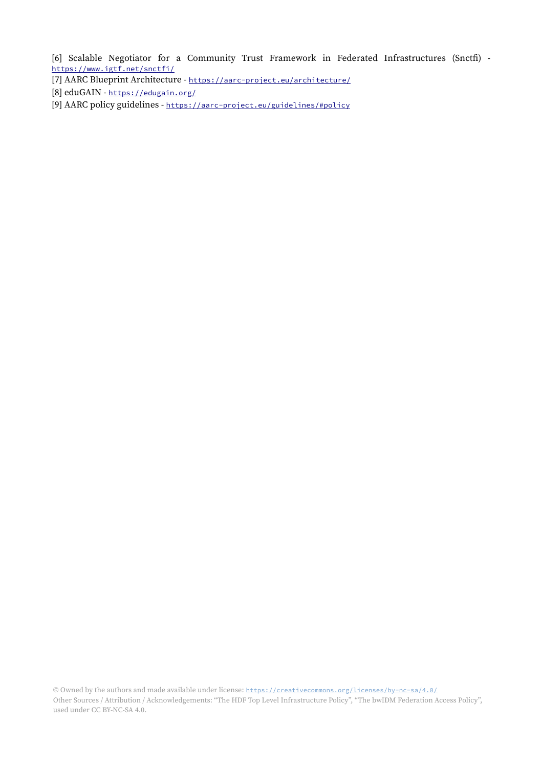[6] Scalable Negotiator for a Community Trust Framework in Federated Infrastructures (Snctfi) - https://www.igtf.net/snctfi/

[7] AARC Blueprint Architecture - https://aarc-project.eu/architecture/

[8] eduGAIN - https://edugain.org/

[9] AARC policy guidelines - https://aarc-project.eu/guidelines/#policy

© Owned by the authors and made available under license: https://creativecommons.org/licenses/by-nc-sa/4.0/
Other Sources / Attribution / Acknowledgements: "The HDF Top Level Infrastructure Policy", "The bwIDM Federation Access Policy", used under CC BY-NC-SA 4.0.